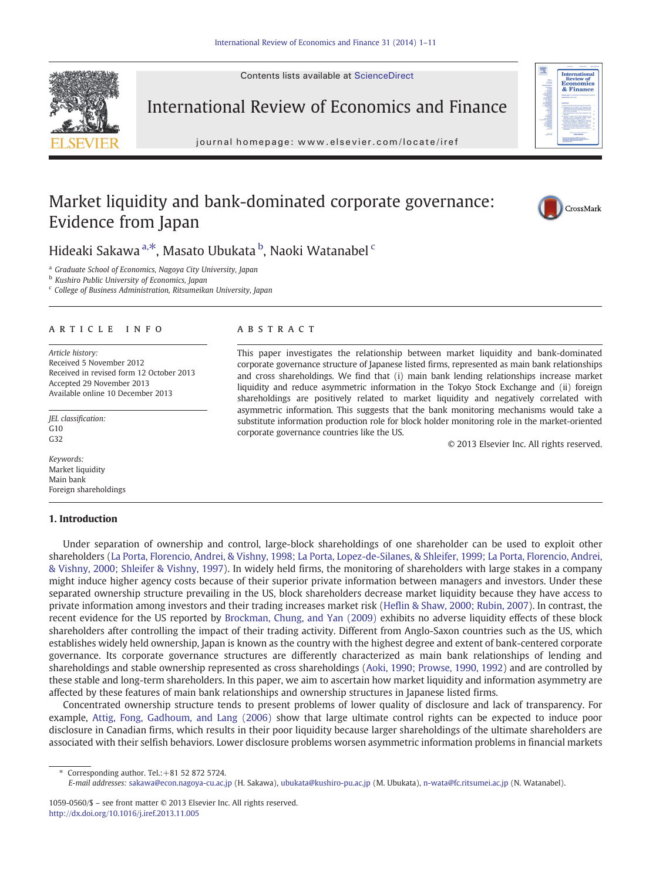# Market liquidity and bank-dominated corporate governance: Evidence from Japan

Hideaki Sakawa [a,*], Masato Ubukata [b], Naoki Watanabel [c]

[a] Graduate School of Economics, Nagoya City University, Japan
[b] Kushiro Public University of Economics, Japan
[c] College of Business Administration, Ritsumeikan University, Japan

## ARTICLE INFO

*Article history:*
Received 5 November 2012
Received in revised form 12 October 2013
Accepted 29 November 2013
Available online 10 December 2013

*JEL classification:*
G10
G32

*Keywords:*
Market liquidity
Main bank
Foreign shareholdings

## ABSTRACT

This paper investigates the relationship between market liquidity and bank-dominated corporate governance structure of Japanese listed firms, represented as main bank relationships and cross shareholdings. We find that (i) main bank lending relationships increase market liquidity and reduce asymmetric information in the Tokyo Stock Exchange and (ii) foreign shareholdings are positively related to market liquidity and negatively correlated with asymmetric information. This suggests that the bank monitoring mechanisms would take a substitute information production role for block holder monitoring role in the market-oriented corporate governance countries like the US.

© 2013 Elsevier Inc. All rights reserved.

## 1. Introduction

Under separation of ownership and control, large-block shareholdings of one shareholder can be used to exploit other shareholders (La Porta, Florencio, Andrei, & Vishny, 1998; La Porta, Lopez-de-Silanes, & Shleifer, 1999; La Porta, Florencio, Andrei, & Vishny, 2000; Shleifer & Vishny, 1997). In widely held firms, the monitoring of shareholders with large stakes in a company might induce higher agency costs because of their superior private information between managers and investors. Under these separated ownership structure prevailing in the US, block shareholders decrease market liquidity because they have access to private information among investors and their trading increases market risk (Heflin & Shaw, 2000; Rubin, 2007). In contrast, the recent evidence for the US reported by Brockman, Chung, and Yan (2009) exhibits no adverse liquidity effects of these block shareholders after controlling the impact of their trading activity. Different from Anglo-Saxon countries such as the US, which establishes widely held ownership, Japan is known as the country with the highest degree and extent of bank-centered corporate governance. Its corporate governance structures are differently characterized as main bank relationships of lending and shareholdings and stable ownership represented as cross shareholdings (Aoki, 1990; Prowse, 1990, 1992) and are controlled by these stable and long-term shareholders. In this paper, we aim to ascertain how market liquidity and information asymmetry are affected by these features of main bank relationships and ownership structures in Japanese listed firms.

Concentrated ownership structure tends to present problems of lower quality of disclosure and lack of transparency. For example, Attig, Fong, Gadhoum, and Lang (2006) show that large ultimate control rights can be expected to induce poor disclosure in Canadian firms, which results in their poor liquidity because larger shareholdings of the ultimate shareholders are associated with their selfish behaviors. Lower disclosure problems worsen asymmetric information problems in financial markets

* Corresponding author. Tel.:+81 52 872 5724.
*E-mail addresses:* sakawa@econ.nagoya-cu.ac.jp (H. Sakawa), ubukata@kushiro-pu.ac.jp (M. Ubukata), n-wata@fc.ritsumei.ac.jp (N. Watanabel).

1059-0560/$ – see front matter © 2013 Elsevier Inc. All rights reserved.
http://dx.doi.org/10.1016/j.iref.2013.11.005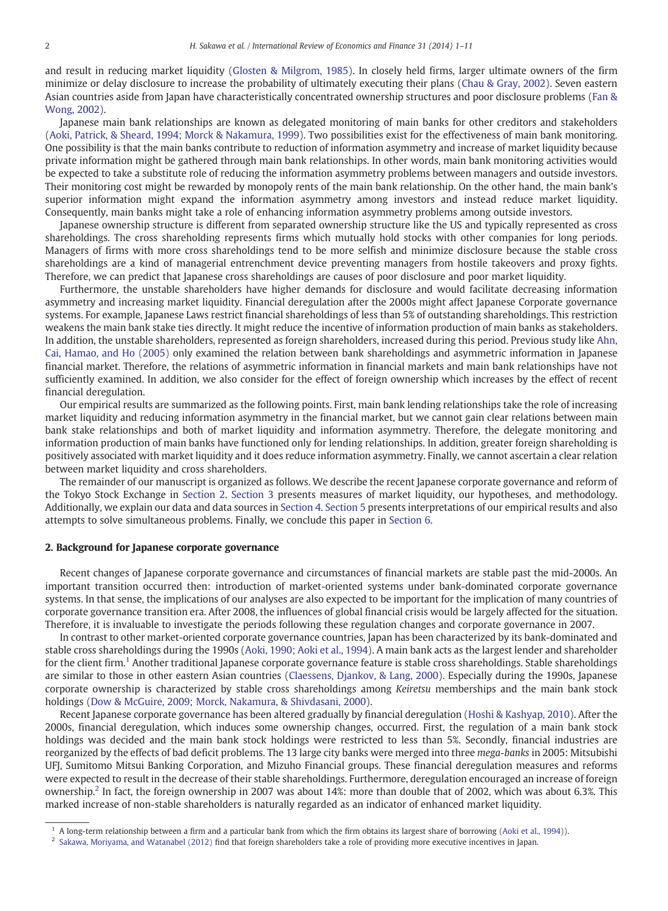and result in reducing market liquidity (Glosten & Milgrom, 1985). In closely held firms, larger ultimate owners of the firm minimize or delay disclosure to increase the probability of ultimately executing their plans (Chau & Gray, 2002). Seven eastern Asian countries aside from Japan have characteristically concentrated ownership structures and poor disclosure problems (Fan & Wong, 2002).

Japanese main bank relationships are known as delegated monitoring of main banks for other creditors and stakeholders (Aoki, Patrick, & Sheard, 1994; Morck & Nakamura, 1999). Two possibilities exist for the effectiveness of main bank monitoring. One possibility is that the main banks contribute to reduction of information asymmetry and increase of market liquidity because private information might be gathered through main bank relationships. In other words, main bank monitoring activities would be expected to take a substitute role of reducing the information asymmetry problems between managers and outside investors. Their monitoring cost might be rewarded by monopoly rents of the main bank relationship. On the other hand, the main bank's superior information might expand the information asymmetry among investors and instead reduce market liquidity. Consequently, main banks might take a role of enhancing information asymmetry problems among outside investors.

Japanese ownership structure is different from separated ownership structure like the US and typically represented as cross shareholdings. The cross shareholding represents firms which mutually hold stocks with other companies for long periods. Managers of firms with more cross shareholdings tend to be more selfish and minimize disclosure because the stable cross shareholdings are a kind of managerial entrenchment device preventing managers from hostile takeovers and proxy fights. Therefore, we can predict that Japanese cross shareholdings are causes of poor disclosure and poor market liquidity.

Furthermore, the unstable shareholders have higher demands for disclosure and would facilitate decreasing information asymmetry and increasing market liquidity. Financial deregulation after the 2000s might affect Japanese Corporate governance systems. For example, Japanese Laws restrict financial shareholdings of less than 5% of outstanding shareholdings. This restriction weakens the main bank stake ties directly. It might reduce the incentive of information production of main banks as stakeholders. In addition, the unstable shareholders, represented as foreign shareholders, increased during this period. Previous study like Ahn, Cai, Hamao, and Ho (2005) only examined the relation between bank shareholdings and asymmetric information in Japanese financial market. Therefore, the relations of asymmetric information in financial markets and main bank relationships have not sufficiently examined. In addition, we also consider for the effect of foreign ownership which increases by the effect of recent financial deregulation.

Our empirical results are summarized as the following points. First, main bank lending relationships take the role of increasing market liquidity and reducing information asymmetry in the financial market, but we cannot gain clear relations between main bank stake relationships and both of market liquidity and information asymmetry. Therefore, the delegate monitoring and information production of main banks have functioned only for lending relationships. In addition, greater foreign shareholding is positively associated with market liquidity and it does reduce information asymmetry. Finally, we cannot ascertain a clear relation between market liquidity and cross shareholders.

The remainder of our manuscript is organized as follows. We describe the recent Japanese corporate governance and reform of the Tokyo Stock Exchange in Section 2. Section 3 presents measures of market liquidity, our hypotheses, and methodology. Additionally, we explain our data and data sources in Section 4. Section 5 presents interpretations of our empirical results and also attempts to solve simultaneous problems. Finally, we conclude this paper in Section 6.

## 2. Background for Japanese corporate governance

Recent changes of Japanese corporate governance and circumstances of financial markets are stable past the mid-2000s. An important transition occurred then: introduction of market-oriented systems under bank-dominated corporate governance systems. In that sense, the implications of our analyses are also expected to be important for the implication of many countries of corporate governance transition era. After 2008, the influences of global financial crisis would be largely affected for the situation. Therefore, it is invaluable to investigate the periods following these regulation changes and corporate governance in 2007.

In contrast to other market-oriented corporate governance countries, Japan has been characterized by its bank-dominated and stable cross shareholdings during the 1990s (Aoki, 1990; Aoki et al., 1994). A main bank acts as the largest lender and shareholder for the client firm.[1] Another traditional Japanese corporate governance feature is stable cross shareholdings. Stable shareholdings are similar to those in other eastern Asian countries (Claessens, Djankov, & Lang, 2000). Especially during the 1990s, Japanese corporate ownership is characterized by stable cross shareholdings among *Keiretsu* memberships and the main bank stock holdings (Dow & McGuire, 2009; Morck, Nakamura, & Shivdasani, 2000).

Recent Japanese corporate governance has been altered gradually by financial deregulation (Hoshi & Kashyap, 2010). After the 2000s, financial deregulation, which induces some ownership changes, occurred. First, the regulation of a main bank stock holdings was decided and the main bank stock holdings were restricted to less than 5%. Secondly, financial industries are reorganized by the effects of bad deficit problems. The 13 large city banks were merged into three *mega-banks* in 2005: Mitsubishi UFJ, Sumitomo Mitsui Banking Corporation, and Mizuho Financial groups. These financial deregulation measures and reforms were expected to result in the decrease of their stable shareholdings. Furthermore, deregulation encouraged an increase of foreign ownership.[2] In fact, the foreign ownership in 2007 was about 14%: more than double that of 2002, which was about 6.3%. This marked increase of non-stable shareholders is naturally regarded as an indicator of enhanced market liquidity.

---

[1] A long-term relationship between a firm and a particular bank from which the firm obtains its largest share of borrowing (Aoki et al., 1994)).

[2] Sakawa, Moriyama, and Watanabel (2012) find that foreign shareholders take a role of providing more executive incentives in Japan.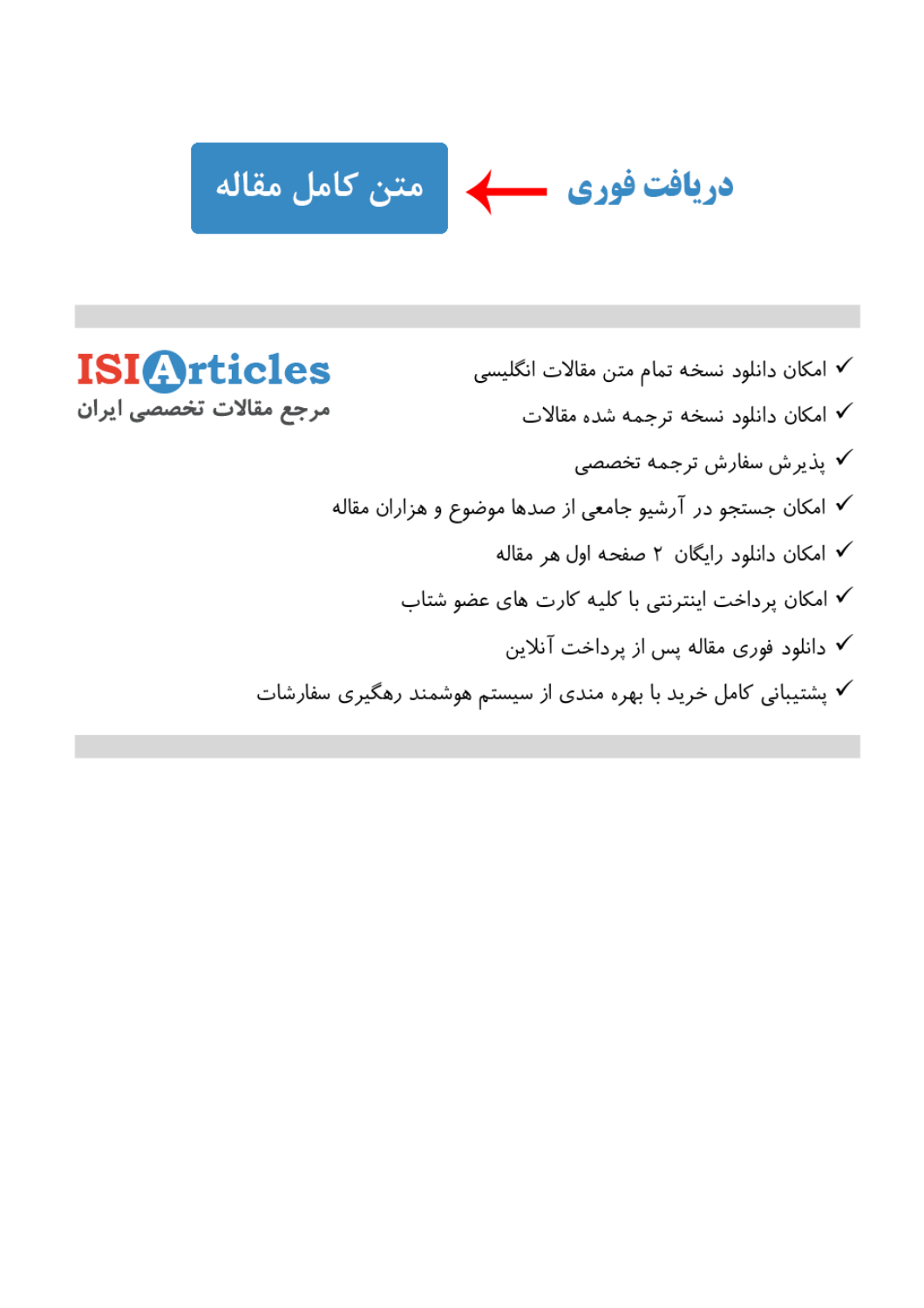دریافت فوری ← **متن کامل مقاله**

**ISIArticles**
مرجع مقالات تخصصی ایران

- ✓ امکان دانلود نسخه تمام متن مقالات انگلیسی
- ✓ امکان دانلود نسخه ترجمه شده مقالات
- ✓ پذیرش سفارش ترجمه تخصصی
- ✓ امکان جستجو در آرشیو جامعی از صدها موضوع و هزاران مقاله
- ✓ امکان دانلود رایگان ۲ صفحه اول هر مقاله
- ✓ امکان پرداخت اینترنتی با کلیه کارت های عضو شتاب
- ✓ دانلود فوری مقاله پس از پرداخت آنلاین
- ✓ پشتیبانی کامل خرید با بهره مندی از سیستم هوشمند رهگیری سفارشات